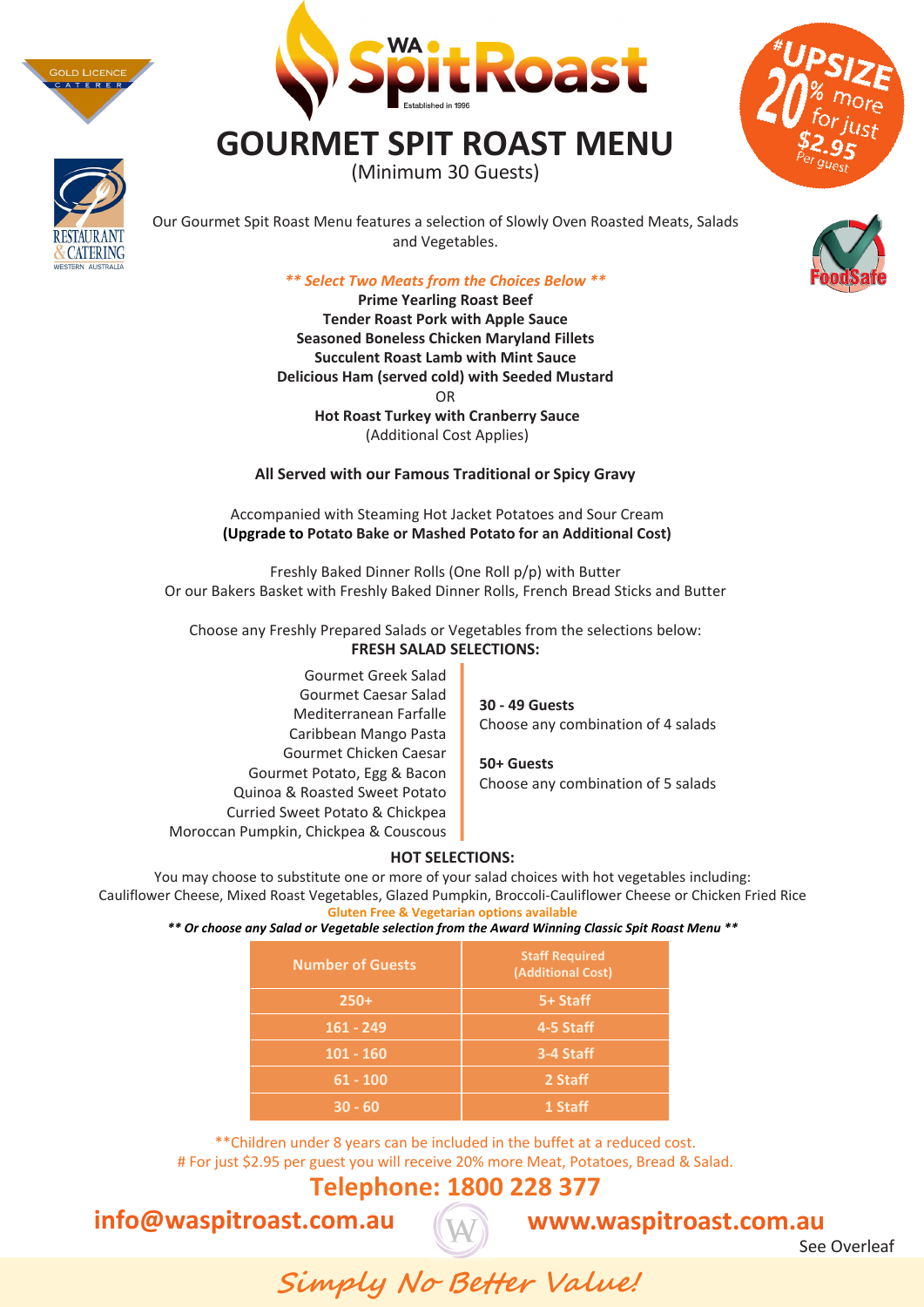# GOURMET SPIT ROAST MENU

(Minimum 30 Guests)

#UPSIZE 20% more for just $2.95 Per guest

Our Gourmet Spit Roast Menu features a selection of Slowly Oven Roasted Meats, Salads and Vegetables.

*** Select Two Meats from the Choices Below ***

**Prime Yearling Roast Beef**
**Tender Roast Pork with Apple Sauce**
**Seasoned Boneless Chicken Maryland Fillets**
**Succulent Roast Lamb with Mint Sauce**
**Delicious Ham (served cold) with Seeded Mustard**
OR
**Hot Roast Turkey with Cranberry Sauce**
(Additional Cost Applies)

**All Served with our Famous Traditional or Spicy Gravy**

Accompanied with Steaming Hot Jacket Potatoes and Sour Cream
**(Upgrade to Potato Bake or Mashed Potato for an Additional Cost)**

Freshly Baked Dinner Rolls (One Roll p/p) with Butter
Or our Bakers Basket with Freshly Baked Dinner Rolls, French Bread Sticks and Butter

Choose any Freshly Prepared Salads or Vegetables from the selections below:

**FRESH SALAD SELECTIONS:**

- Gourmet Greek Salad
- Gourmet Caesar Salad
- Mediterranean Farfalle
- Caribbean Mango Pasta
- Gourmet Chicken Caesar
- Gourmet Potato, Egg & Bacon
- Quinoa & Roasted Sweet Potato
- Curried Sweet Potato & Chickpea
- Moroccan Pumpkin, Chickpea & Couscous

**30 - 49 Guests**
Choose any combination of 4 salads

**50+ Guests**
Choose any combination of 5 salads

**HOT SELECTIONS:**

You may choose to substitute one or more of your salad choices with hot vegetables including:
Cauliflower Cheese, Mixed Roast Vegetables, Glazed Pumpkin, Broccoli-Cauliflower Cheese or Chicken Fried Rice

**Gluten Free & Vegetarian options available**

***** Or choose any Salad or Vegetable selection from the Award Winning Classic Spit Roast Menu *****

| Number of Guests | Staff Required (Additional Cost) |
|---|---|
| 250+ | 5+ Staff |
| 161 - 249 | 4-5 Staff |
| 101 - 160 | 3-4 Staff |
| 61 - 100 | 2 Staff |
| 30 - 60 | 1 Staff |

**Children under 8 years can be included in the buffet at a reduced cost.
# For just $2.95 per guest you will receive 20% more Meat, Potatoes, Bread & Salad.

**Telephone: 1800 228 377**

**info@waspitroast.com.au** **www.waspitroast.com.au**

See Overleaf

*Simply No Better Value!*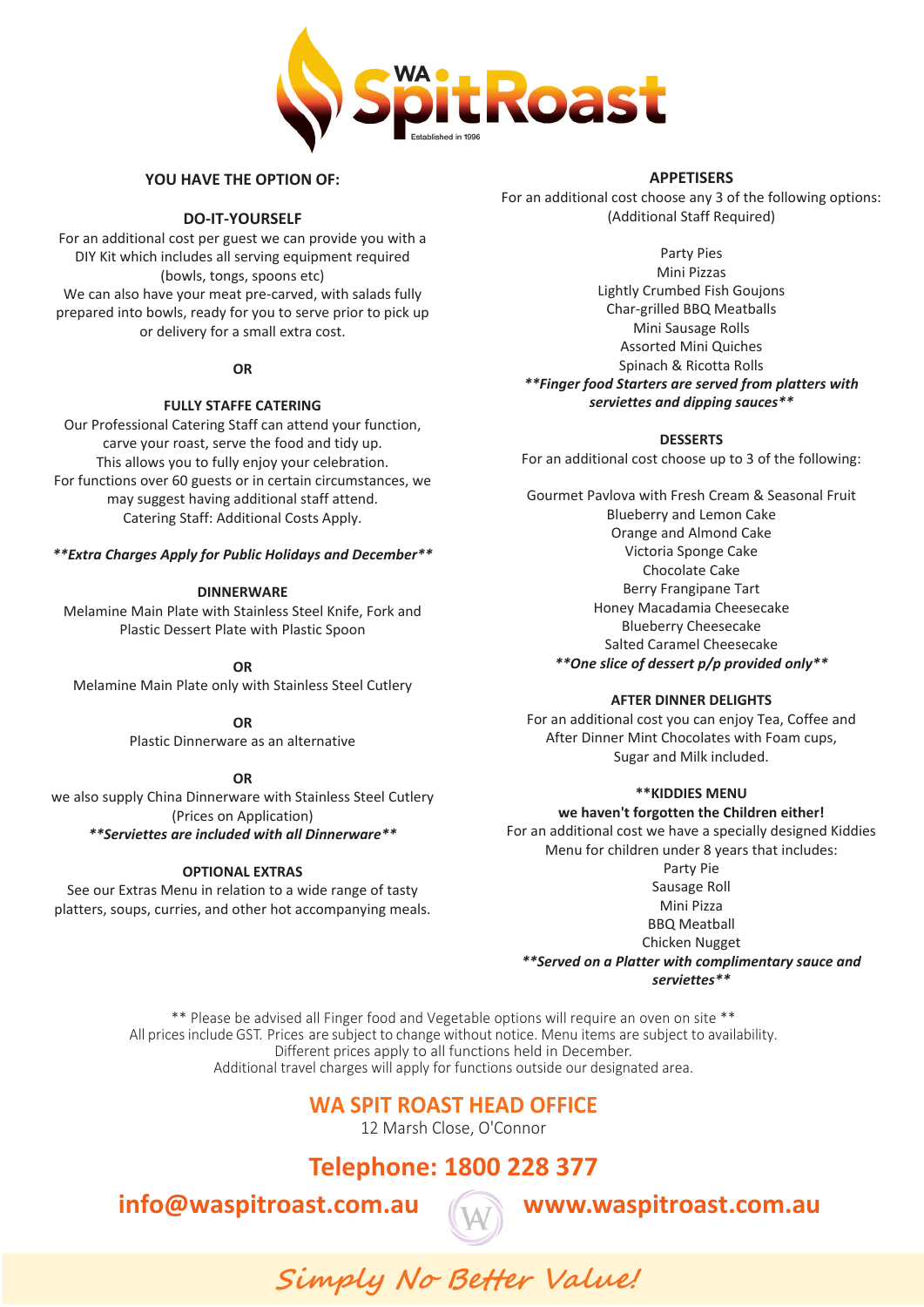# WA SpitRoast

Established in 1996

## YOU HAVE THE OPTION OF:

### DO-IT-YOURSELF

For an additional cost per guest we can provide you with a DIY Kit which includes all serving equipment required (bowls, tongs, spoons etc)
We can also have your meat pre-carved, with salads fully prepared into bowls, ready for you to serve prior to pick up or delivery for a small extra cost.

**OR**

### FULLY STAFFE CATERING

Our Professional Catering Staff can attend your function, carve your roast, serve the food and tidy up.
This allows you to fully enjoy your celebration.
For functions over 60 guests or in certain circumstances, we may suggest having additional staff attend.
Catering Staff: Additional Costs Apply.

***Extra Charges Apply for Public Holidays and December***

### DINNERWARE

Melamine Main Plate with Stainless Steel Knife, Fork and Plastic Dessert Plate with Plastic Spoon

**OR**

Melamine Main Plate only with Stainless Steel Cutlery

**OR**

Plastic Dinnerware as an alternative

**OR**

we also supply China Dinnerware with Stainless Steel Cutlery (Prices on Application)
***Serviettes are included with all Dinnerware***

### OPTIONAL EXTRAS

See our Extras Menu in relation to a wide range of tasty platters, soups, curries, and other hot accompanying meals.

### APPETISERS

For an additional cost choose any 3 of the following options:
(Additional Staff Required)

Party Pies
Mini Pizzas
Lightly Crumbed Fish Goujons
Char-grilled BBQ Meatballs
Mini Sausage Rolls
Assorted Mini Quiches
Spinach & Ricotta Rolls
***Finger food Starters are served from platters with serviettes and dipping sauces***

### DESSERTS

For an additional cost choose up to 3 of the following:

Gourmet Pavlova with Fresh Cream & Seasonal Fruit
Blueberry and Lemon Cake
Orange and Almond Cake
Victoria Sponge Cake
Chocolate Cake
Berry Frangipane Tart
Honey Macadamia Cheesecake
Blueberry Cheesecake
Salted Caramel Cheesecake
***One slice of dessert p/p provided only***

### AFTER DINNER DELIGHTS

For an additional cost you can enjoy Tea, Coffee and After Dinner Mint Chocolates with Foam cups, Sugar and Milk included.

### **KIDDIES MENU

**we haven't forgotten the Children either!**
For an additional cost we have a specially designed Kiddies Menu for children under 8 years that includes:
Party Pie
Sausage Roll
Mini Pizza
BBQ Meatball
Chicken Nugget
***Served on a Platter with complimentary sauce and serviettes***

** Please be advised all Finger food and Vegetable options will require an oven on site **
All prices include GST. Prices are subject to change without notice. Menu items are subject to availability.
Different prices apply to all functions held in December.
Additional travel charges will apply for functions outside our designated area.

## WA SPIT ROAST HEAD OFFICE

12 Marsh Close, O'Connor

## Telephone: 1800 228 377

**info@waspitroast.com.au** **www.waspitroast.com.au**

*Simply No Better Value!*